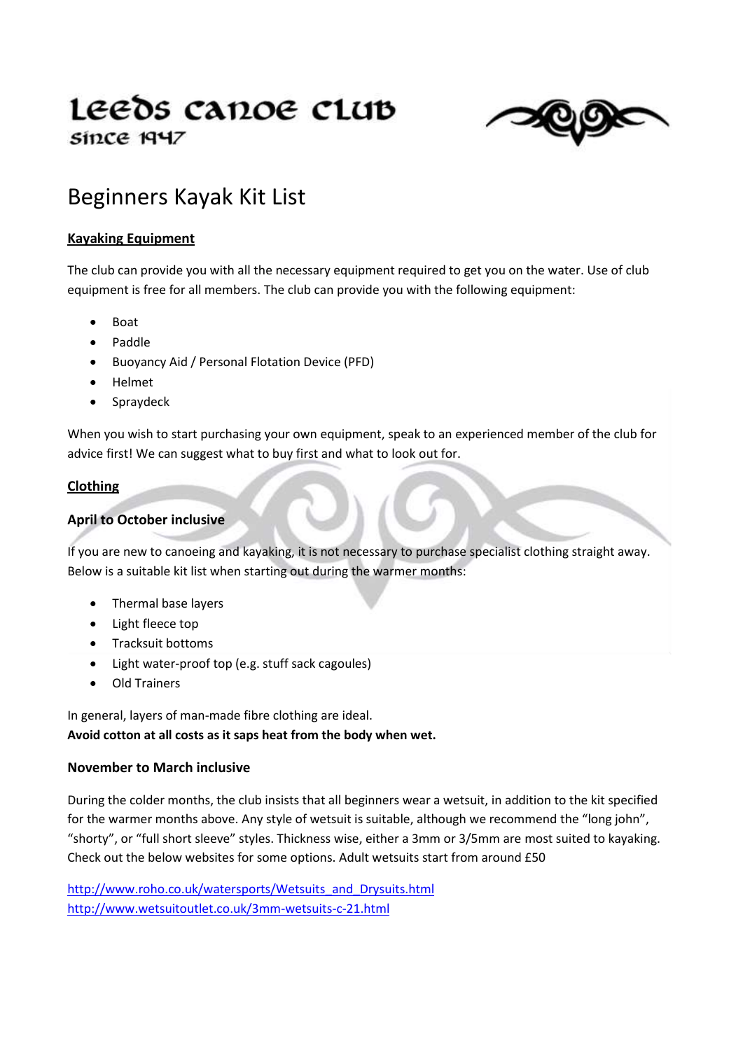# Leeds Canoe Club

since 1947

## Beginners Kayak Kit List

### Kayaking Equipment

The club can provide you with all the necessary equipment required to get you on the water. Use of club equipment is free for all members. The club can provide you with the following equipment:

- Boat
- Paddle
- Buoyancy Aid / Personal Flotation Device (PFD)
- Helmet
- Spraydeck

When you wish to start purchasing your own equipment, speak to an experienced member of the club for advice first! We can suggest what to buy first and what to look out for.

### Clothing

#### April to October inclusive

If you are new to canoeing and kayaking, it is not necessary to purchase specialist clothing straight away. Below is a suitable kit list when starting out during the warmer months:

- Thermal base layers
- Light fleece top
- Tracksuit bottoms
- Light water-proof top (e.g. stuff sack cagoules)
- Old Trainers

In general, layers of man-made fibre clothing are ideal.
**Avoid cotton at all costs as it saps heat from the body when wet.**

#### November to March inclusive

During the colder months, the club insists that all beginners wear a wetsuit, in addition to the kit specified for the warmer months above. Any style of wetsuit is suitable, although we recommend the "long john", "shorty", or "full short sleeve" styles. Thickness wise, either a 3mm or 3/5mm are most suited to kayaking. Check out the below websites for some options. Adult wetsuits start from around £50

http://www.roho.co.uk/watersports/Wetsuits_and_Drysuits.html
http://www.wetsuitoutlet.co.uk/3mm-wetsuits-c-21.html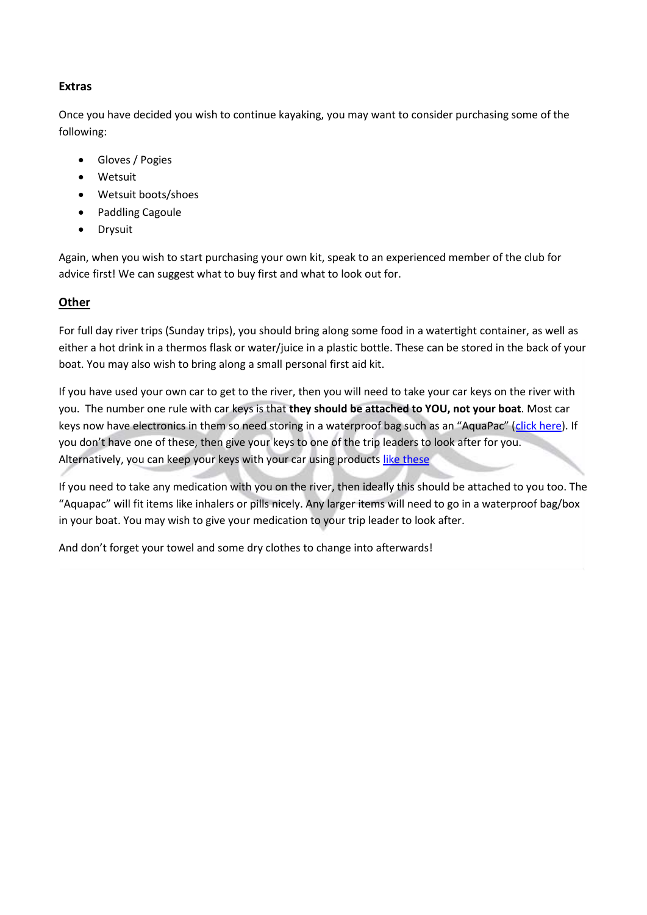**Extras**

Once you have decided you wish to continue kayaking, you may want to consider purchasing some of the following:

- Gloves / Pogies
- Wetsuit
- Wetsuit boots/shoes
- Paddling Cagoule
- Drysuit

Again, when you wish to start purchasing your own kit, speak to an experienced member of the club for advice first! We can suggest what to buy first and what to look out for.

## Other

For full day river trips (Sunday trips), you should bring along some food in a watertight container, as well as either a hot drink in a thermos flask or water/juice in a plastic bottle. These can be stored in the back of your boat. You may also wish to bring along a small personal first aid kit.

If you have used your own car to get to the river, then you will need to take your car keys on the river with you. The number one rule with car keys is that **they should be attached to YOU, not your boat**. Most car keys now have electronics in them so need storing in a waterproof bag such as an "AquaPac" (click here). If you don't have one of these, then give your keys to one of the trip leaders to look after for you. Alternatively, you can keep your keys with your car using products like these

If you need to take any medication with you on the river, then ideally this should be attached to you too. The "Aquapac" will fit items like inhalers or pills nicely. Any larger items will need to go in a waterproof bag/box in your boat. You may wish to give your medication to your trip leader to look after.

And don't forget your towel and some dry clothes to change into afterwards!